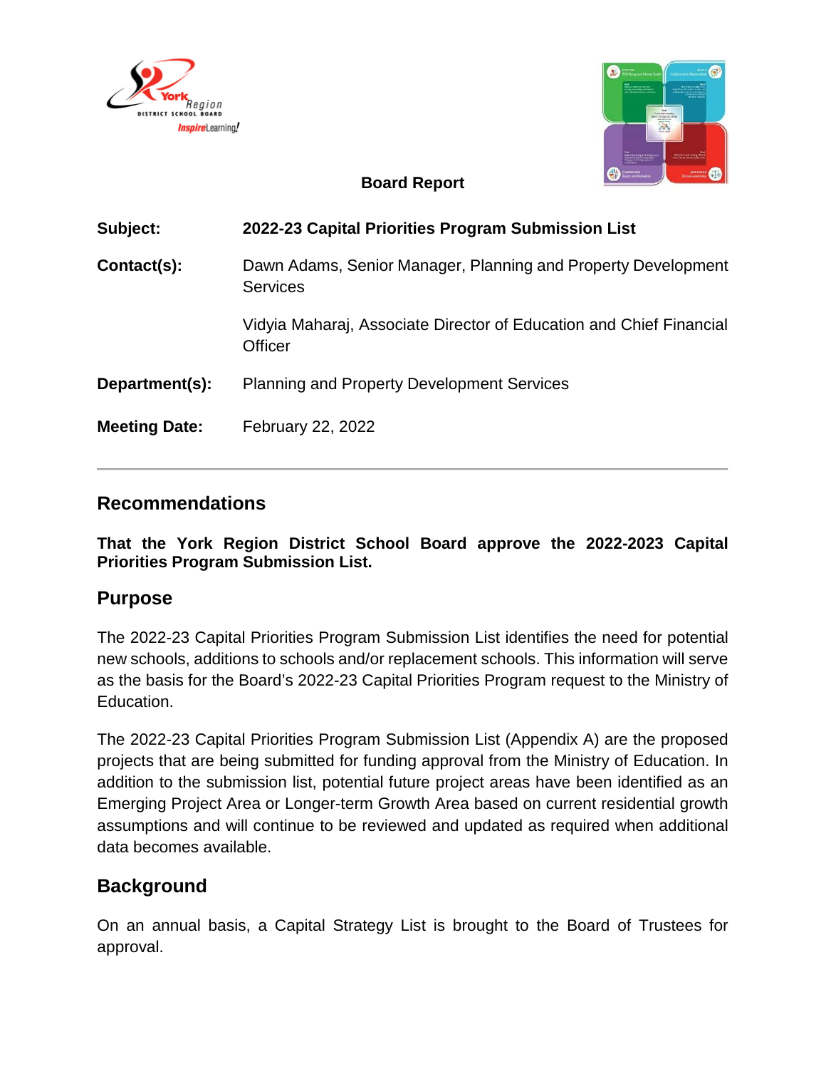# Board Report

| | |
|---|---|
| **Subject:** | **2022-23 Capital Priorities Program Submission List** |
| **Contact(s):** | Dawn Adams, Senior Manager, Planning and Property Development Services<br><br>Vidyia Maharaj, Associate Director of Education and Chief Financial Officer |
| **Department(s):** | Planning and Property Development Services |
| **Meeting Date:** | February 22, 2022 |

---

## Recommendations

**That the York Region District School Board approve the 2022-2023 Capital Priorities Program Submission List.**

## Purpose

The 2022-23 Capital Priorities Program Submission List identifies the need for potential new schools, additions to schools and/or replacement schools. This information will serve as the basis for the Board's 2022-23 Capital Priorities Program request to the Ministry of Education.

The 2022-23 Capital Priorities Program Submission List (Appendix A) are the proposed projects that are being submitted for funding approval from the Ministry of Education. In addition to the submission list, potential future project areas have been identified as an Emerging Project Area or Longer-term Growth Area based on current residential growth assumptions and will continue to be reviewed and updated as required when additional data becomes available.

## Background

On an annual basis, a Capital Strategy List is brought to the Board of Trustees for approval.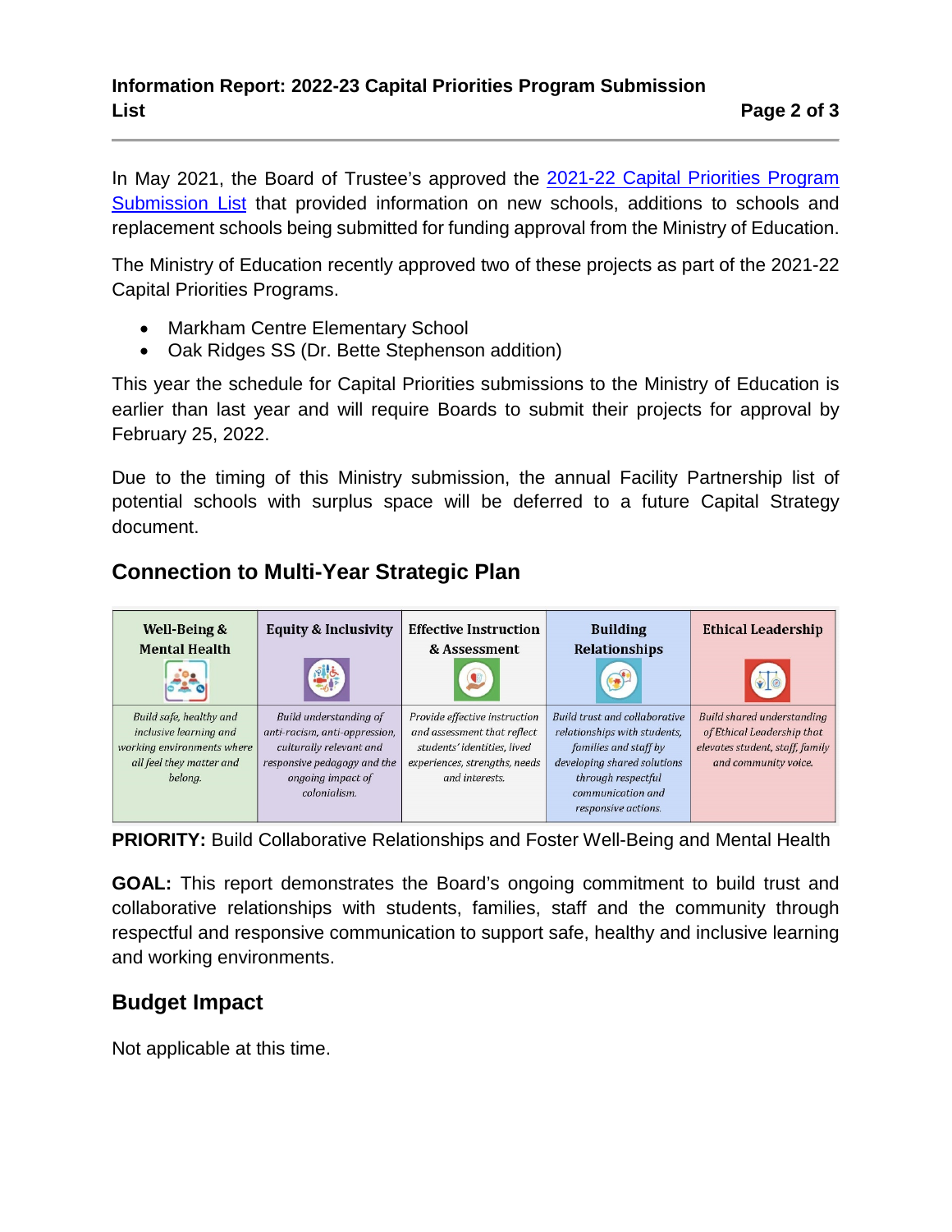In May 2021, the Board of Trustee's approved the [2021-22 Capital Priorities Program Submission List](#) that provided information on new schools, additions to schools and replacement schools being submitted for funding approval from the Ministry of Education.

The Ministry of Education recently approved two of these projects as part of the 2021-22 Capital Priorities Programs.

- Markham Centre Elementary School
- Oak Ridges SS (Dr. Bette Stephenson addition)

This year the schedule for Capital Priorities submissions to the Ministry of Education is earlier than last year and will require Boards to submit their projects for approval by February 25, 2022.

Due to the timing of this Ministry submission, the annual Facility Partnership list of potential schools with surplus space will be deferred to a future Capital Strategy document.

## Connection to Multi-Year Strategic Plan

| Well-Being & Mental Health | Equity & Inclusivity | Effective Instruction & Assessment | Building Relationships | Ethical Leadership |
|---|---|---|---|---|
| *Build safe, healthy and inclusive learning and working environments where all feel they matter and belong.* | *Build understanding of anti-racism, anti-oppression, culturally relevant and responsive pedagogy and the ongoing impact of colonialism.* | *Provide effective instruction and assessment that reflect students' identities, lived experiences, strengths, needs and interests.* | *Build trust and collaborative relationships with students, families and staff by developing shared solutions through respectful communication and responsive actions.* | *Build shared understanding of Ethical Leadership that elevates student, staff, family and community voice.* |

**PRIORITY:** Build Collaborative Relationships and Foster Well-Being and Mental Health

**GOAL:** This report demonstrates the Board's ongoing commitment to build trust and collaborative relationships with students, families, staff and the community through respectful and responsive communication to support safe, healthy and inclusive learning and working environments.

## Budget Impact

Not applicable at this time.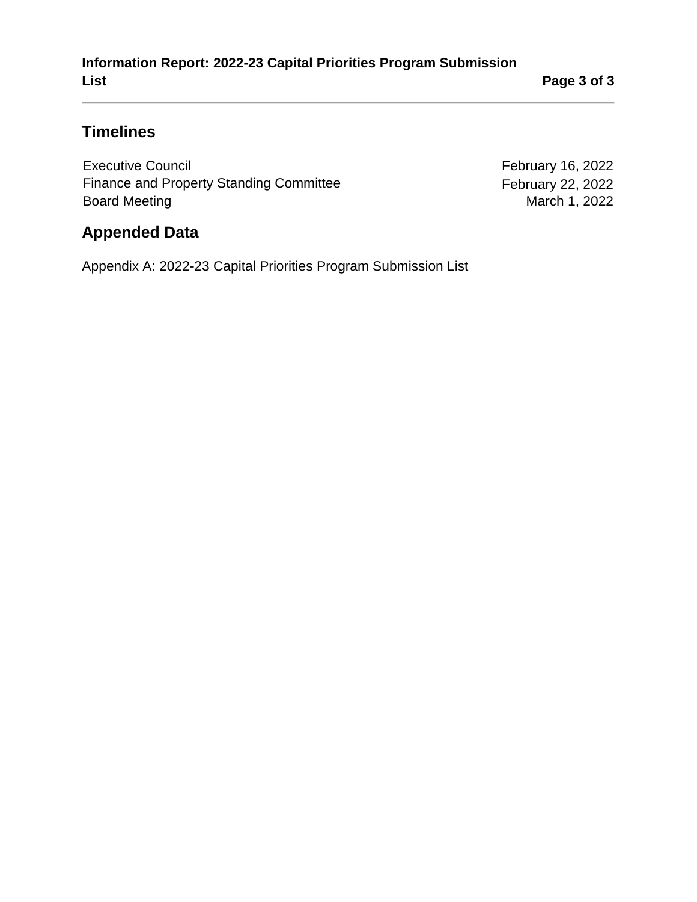## Timelines

| | |
|---|---|
| Executive Council | February 16, 2022 |
| Finance and Property Standing Committee | February 22, 2022 |
| Board Meeting | March 1, 2022 |

## Appended Data

Appendix A: 2022-23 Capital Priorities Program Submission List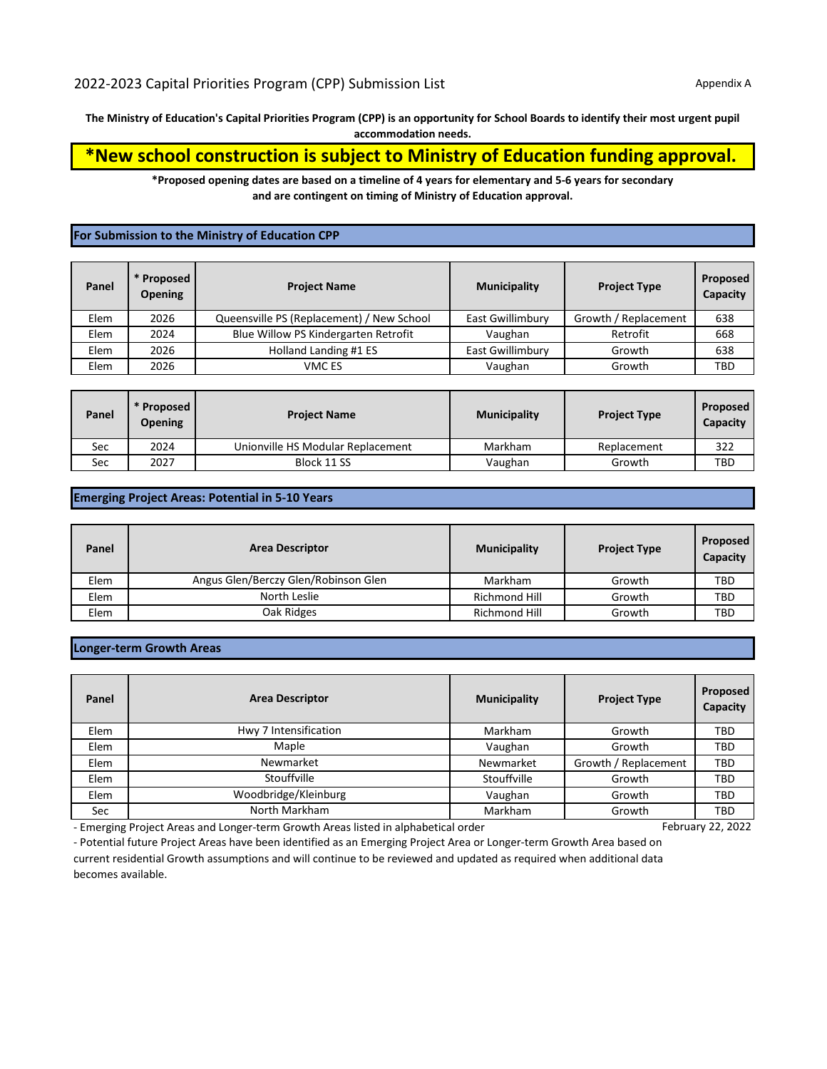## 2022-2023 Capital Priorities Program (CPP) Submission List

Appendix A

**The Ministry of Education's Capital Priorities Program (CPP) is an opportunity for School Boards to identify their most urgent pupil accommodation needs.**

**\*New school construction is subject to Ministry of Education funding approval.**

**\*Proposed opening dates are based on a timeline of 4 years for elementary and 5-6 years for secondary and are contingent on timing of Ministry of Education approval.**

### For Submission to the Ministry of Education CPP

| Panel | * Proposed Opening | Project Name | Municipality | Project Type | Proposed Capacity |
|---|---|---|---|---|---|
| Elem | 2026 | Queensville PS (Replacement) / New School | East Gwillimbury | Growth / Replacement | 638 |
| Elem | 2024 | Blue Willow PS Kindergarten Retrofit | Vaughan | Retrofit | 668 |
| Elem | 2026 | Holland Landing #1 ES | East Gwillimbury | Growth | 638 |
| Elem | 2026 | VMC ES | Vaughan | Growth | TBD |

| Panel | * Proposed Opening | Project Name | Municipality | Project Type | Proposed Capacity |
|---|---|---|---|---|---|
| Sec | 2024 | Unionville HS Modular Replacement | Markham | Replacement | 322 |
| Sec | 2027 | Block 11 SS | Vaughan | Growth | TBD |

### Emerging Project Areas: Potential in 5-10 Years

| Panel | Area Descriptor | Municipality | Project Type | Proposed Capacity |
|---|---|---|---|---|
| Elem | Angus Glen/Berczy Glen/Robinson Glen | Markham | Growth | TBD |
| Elem | North Leslie | Richmond Hill | Growth | TBD |
| Elem | Oak Ridges | Richmond Hill | Growth | TBD |

### Longer-term Growth Areas

| Panel | Area Descriptor | Municipality | Project Type | Proposed Capacity |
|---|---|---|---|---|
| Elem | Hwy 7 Intensification | Markham | Growth | TBD |
| Elem | Maple | Vaughan | Growth | TBD |
| Elem | Newmarket | Newmarket | Growth / Replacement | TBD |
| Elem | Stouffville | Stouffville | Growth | TBD |
| Elem | Woodbridge/Kleinburg | Vaughan | Growth | TBD |
| Sec | North Markham | Markham | Growth | TBD |

- Emerging Project Areas and Longer-term Growth Areas listed in alphabetical order
- Potential future Project Areas have been identified as an Emerging Project Area or Longer-term Growth Area based on current residential Growth assumptions and will continue to be reviewed and updated as required when additional data becomes available.

February 22, 2022